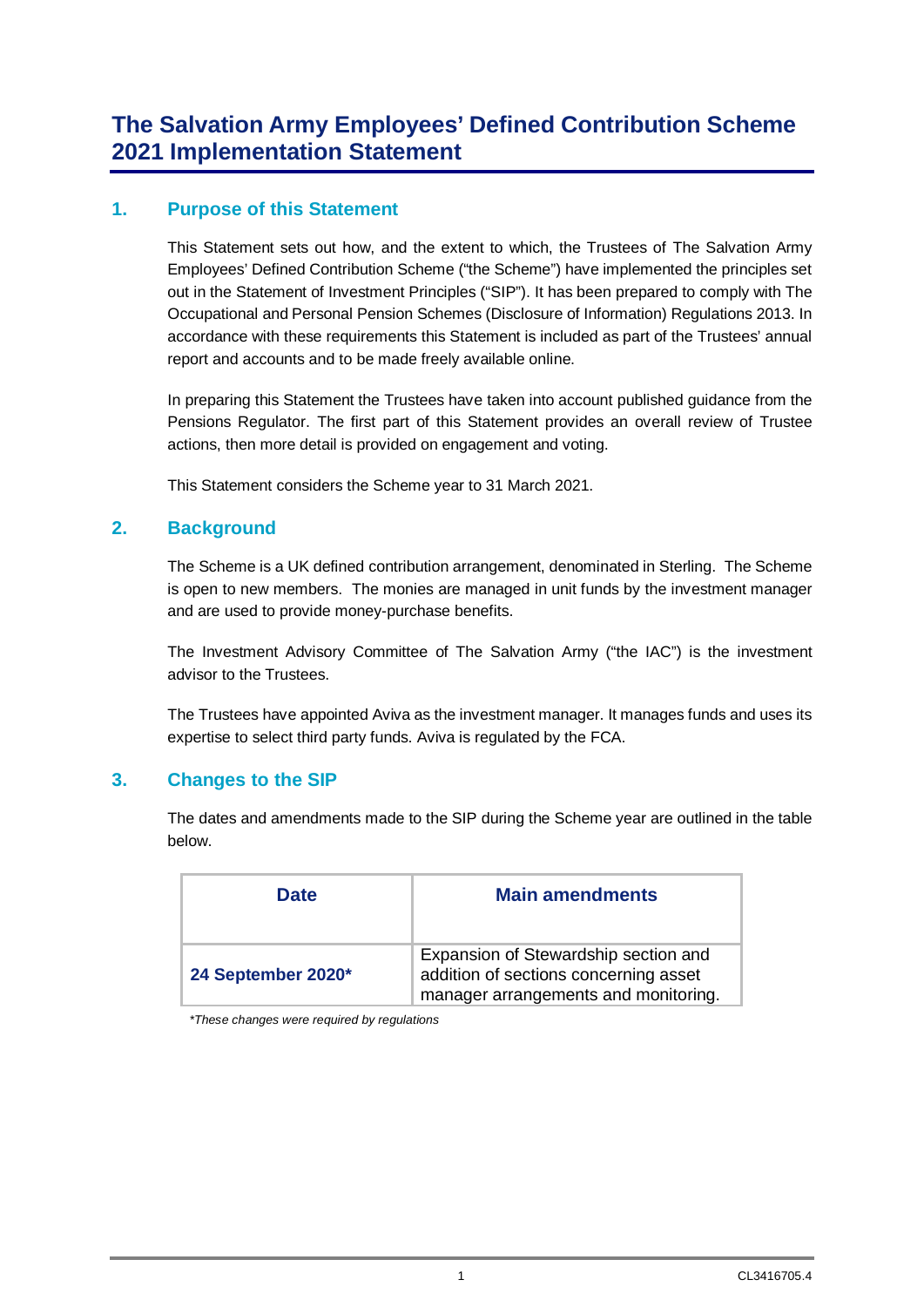# The Salvation Army Employees' Defined Contribution Scheme 2021 Implementation Statement

## 1. Purpose of this Statement

This Statement sets out how, and the extent to which, the Trustees of The Salvation Army Employees' Defined Contribution Scheme ("the Scheme") have implemented the principles set out in the Statement of Investment Principles ("SIP"). It has been prepared to comply with The Occupational and Personal Pension Schemes (Disclosure of Information) Regulations 2013. In accordance with these requirements this Statement is included as part of the Trustees' annual report and accounts and to be made freely available online.

In preparing this Statement the Trustees have taken into account published guidance from the Pensions Regulator. The first part of this Statement provides an overall review of Trustee actions, then more detail is provided on engagement and voting.

This Statement considers the Scheme year to 31 March 2021.

## 2. Background

The Scheme is a UK defined contribution arrangement, denominated in Sterling. The Scheme is open to new members. The monies are managed in unit funds by the investment manager and are used to provide money-purchase benefits.

The Investment Advisory Committee of The Salvation Army ("the IAC") is the investment advisor to the Trustees.

The Trustees have appointed Aviva as the investment manager. It manages funds and uses its expertise to select third party funds. Aviva is regulated by the FCA.

## 3. Changes to the SIP

The dates and amendments made to the SIP during the Scheme year are outlined in the table below.

| Date | Main amendments |
| --- | --- |
| **24 September 2020*** | Expansion of Stewardship section and addition of sections concerning asset manager arrangements and monitoring. |

*\*These changes were required by regulations*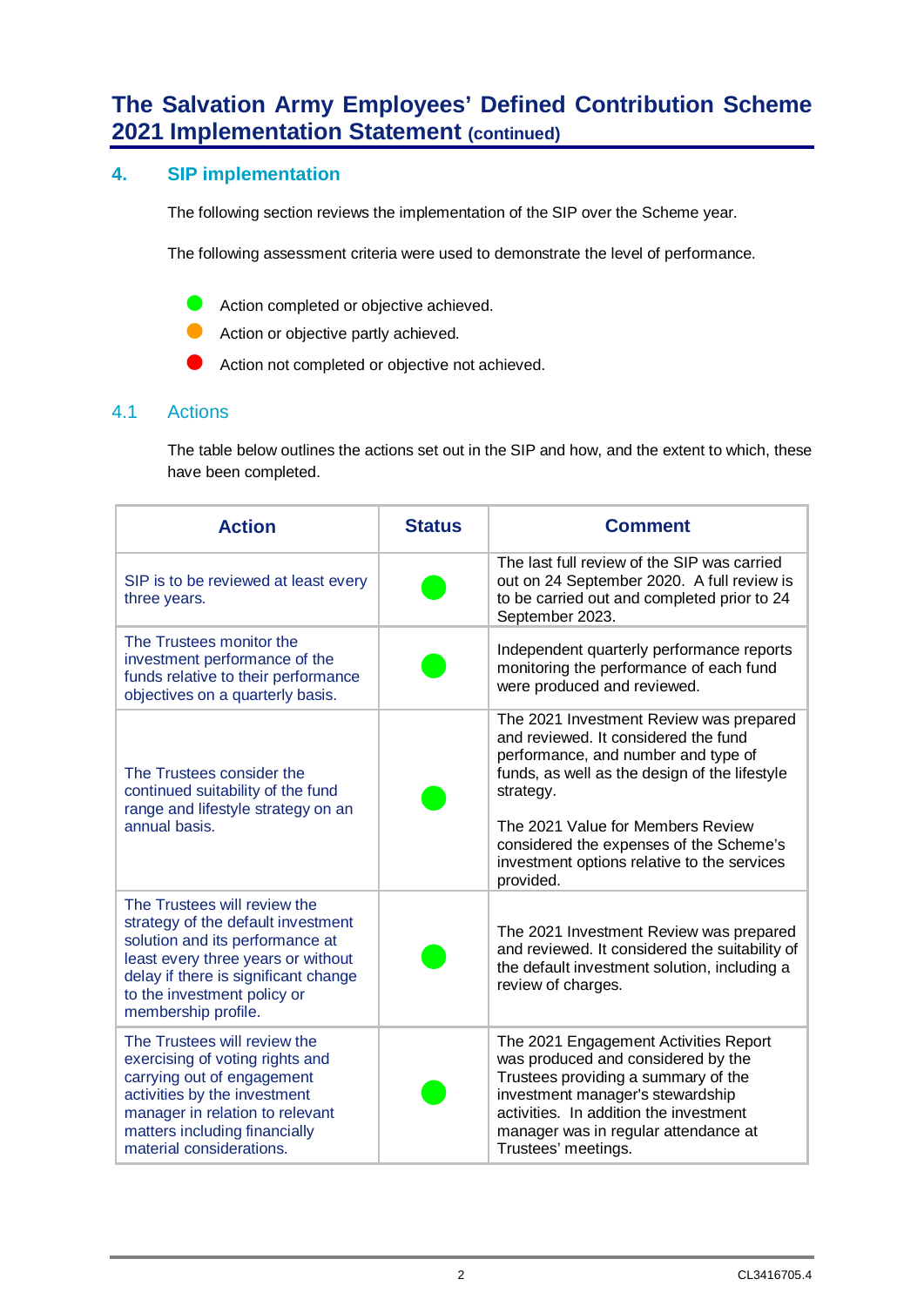# The Salvation Army Employees' Defined Contribution Scheme 2021 Implementation Statement (continued)

## 4. SIP implementation

The following section reviews the implementation of the SIP over the Scheme year.

The following assessment criteria were used to demonstrate the level of performance.

- 🟢 Action completed or objective achieved.
- 🟠 Action or objective partly achieved.
- 🔴 Action not completed or objective not achieved.

### 4.1 Actions

The table below outlines the actions set out in the SIP and how, and the extent to which, these have been completed.

| Action | Status | Comment |
|---|---|---|
| SIP is to be reviewed at least every three years. | 🟢 | The last full review of the SIP was carried out on 24 September 2020. A full review is to be carried out and completed prior to 24 September 2023. |
| The Trustees monitor the investment performance of the funds relative to their performance objectives on a quarterly basis. | 🟢 | Independent quarterly performance reports monitoring the performance of each fund were produced and reviewed. |
| The Trustees consider the continued suitability of the fund range and lifestyle strategy on an annual basis. | 🟢 | The 2021 Investment Review was prepared and reviewed. It considered the fund performance, and number and type of funds, as well as the design of the lifestyle strategy.<br><br>The 2021 Value for Members Review considered the expenses of the Scheme's investment options relative to the services provided. |
| The Trustees will review the strategy of the default investment solution and its performance at least every three years or without delay if there is significant change to the investment policy or membership profile. | 🟢 | The 2021 Investment Review was prepared and reviewed. It considered the suitability of the default investment solution, including a review of charges. |
| The Trustees will review the exercising of voting rights and carrying out of engagement activities by the investment manager in relation to relevant matters including financially material considerations. | 🟢 | The 2021 Engagement Activities Report was produced and considered by the Trustees providing a summary of the investment manager's stewardship activities. In addition the investment manager was in regular attendance at Trustees' meetings. |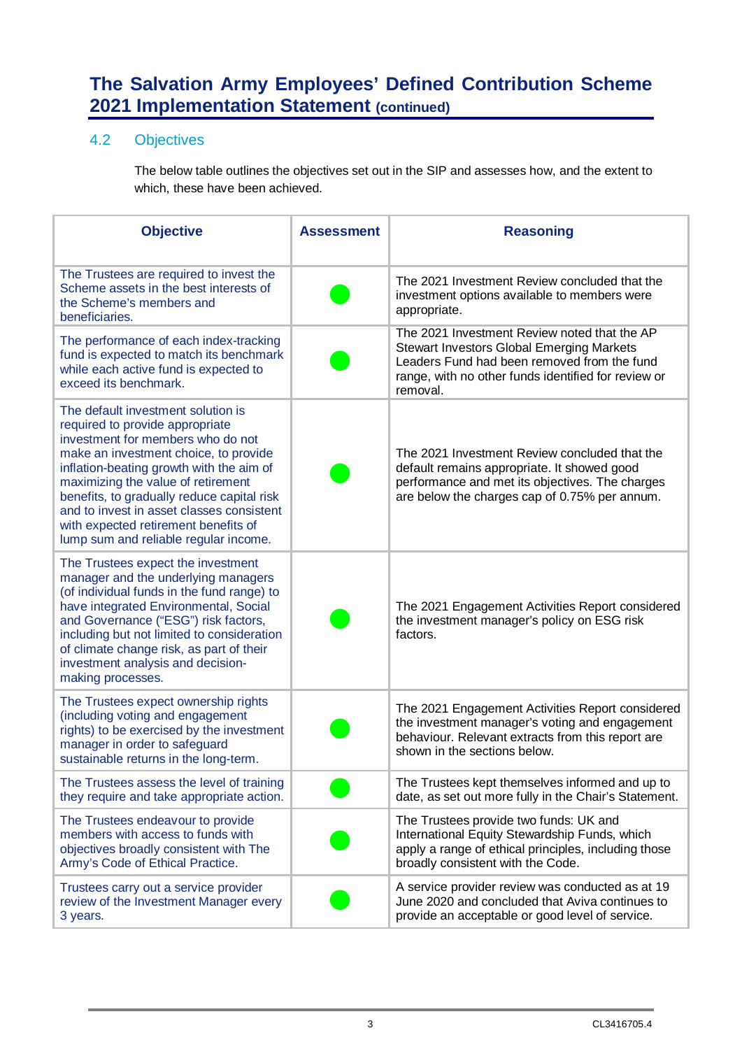# The Salvation Army Employees' Defined Contribution Scheme 2021 Implementation Statement (continued)

## 4.2 Objectives

The below table outlines the objectives set out in the SIP and assesses how, and the extent to which, these have been achieved.

| Objective | Assessment | Reasoning |
|---|---|---|
| The Trustees are required to invest the Scheme assets in the best interests of the Scheme's members and beneficiaries. | ● | The 2021 Investment Review concluded that the investment options available to members were appropriate. |
| The performance of each index-tracking fund is expected to match its benchmark while each active fund is expected to exceed its benchmark. | ● | The 2021 Investment Review noted that the AP Stewart Investors Global Emerging Markets Leaders Fund had been removed from the fund range, with no other funds identified for review or removal. |
| The default investment solution is required to provide appropriate investment for members who do not make an investment choice, to provide inflation-beating growth with the aim of maximizing the value of retirement benefits, to gradually reduce capital risk and to invest in asset classes consistent with expected retirement benefits of lump sum and reliable regular income. | ● | The 2021 Investment Review concluded that the default remains appropriate. It showed good performance and met its objectives. The charges are below the charges cap of 0.75% per annum. |
| The Trustees expect the investment manager and the underlying managers (of individual funds in the fund range) to have integrated Environmental, Social and Governance ("ESG") risk factors, including but not limited to consideration of climate change risk, as part of their investment analysis and decision-making processes. | ● | The 2021 Engagement Activities Report considered the investment manager's policy on ESG risk factors. |
| The Trustees expect ownership rights (including voting and engagement rights) to be exercised by the investment manager in order to safeguard sustainable returns in the long-term. | ● | The 2021 Engagement Activities Report considered the investment manager's voting and engagement behaviour. Relevant extracts from this report are shown in the sections below. |
| The Trustees assess the level of training they require and take appropriate action. | ● | The Trustees kept themselves informed and up to date, as set out more fully in the Chair's Statement. |
| The Trustees endeavour to provide members with access to funds with objectives broadly consistent with The Army's Code of Ethical Practice. | ● | The Trustees provide two funds: UK and International Equity Stewardship Funds, which apply a range of ethical principles, including those broadly consistent with the Code. |
| Trustees carry out a service provider review of the Investment Manager every 3 years. | ● | A service provider review was conducted as at 19 June 2020 and concluded that Aviva continues to provide an acceptable or good level of service. |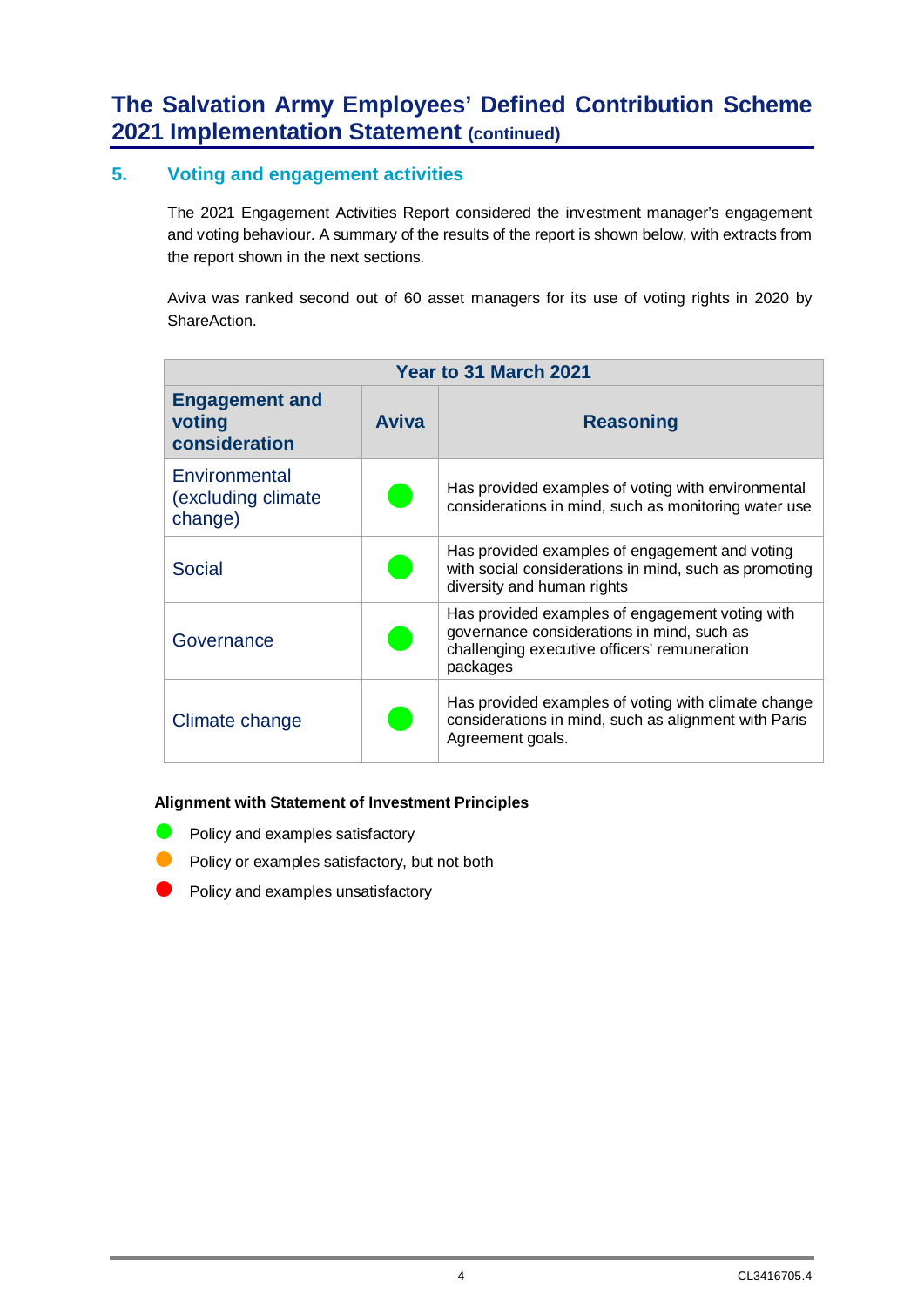## 5. Voting and engagement activities

The 2021 Engagement Activities Report considered the investment manager's engagement and voting behaviour. A summary of the results of the report is shown below, with extracts from the report shown in the next sections.

Aviva was ranked second out of 60 asset managers for its use of voting rights in 2020 by ShareAction.

| Year to 31 March 2021 | | |
|---|---|---|
| **Engagement and voting consideration** | **Aviva** | **Reasoning** |
| Environmental (excluding climate change) | 🟢 | Has provided examples of voting with environmental considerations in mind, such as monitoring water use |
| Social | 🟢 | Has provided examples of engagement and voting with social considerations in mind, such as promoting diversity and human rights |
| Governance | 🟢 | Has provided examples of engagement voting with governance considerations in mind, such as challenging executive officers' remuneration packages |
| Climate change | 🟢 | Has provided examples of voting with climate change considerations in mind, such as alignment with Paris Agreement goals. |

**Alignment with Statement of Investment Principles**

- 🟢 Policy and examples satisfactory
- 🟠 Policy or examples satisfactory, but not both
- 🔴 Policy and examples unsatisfactory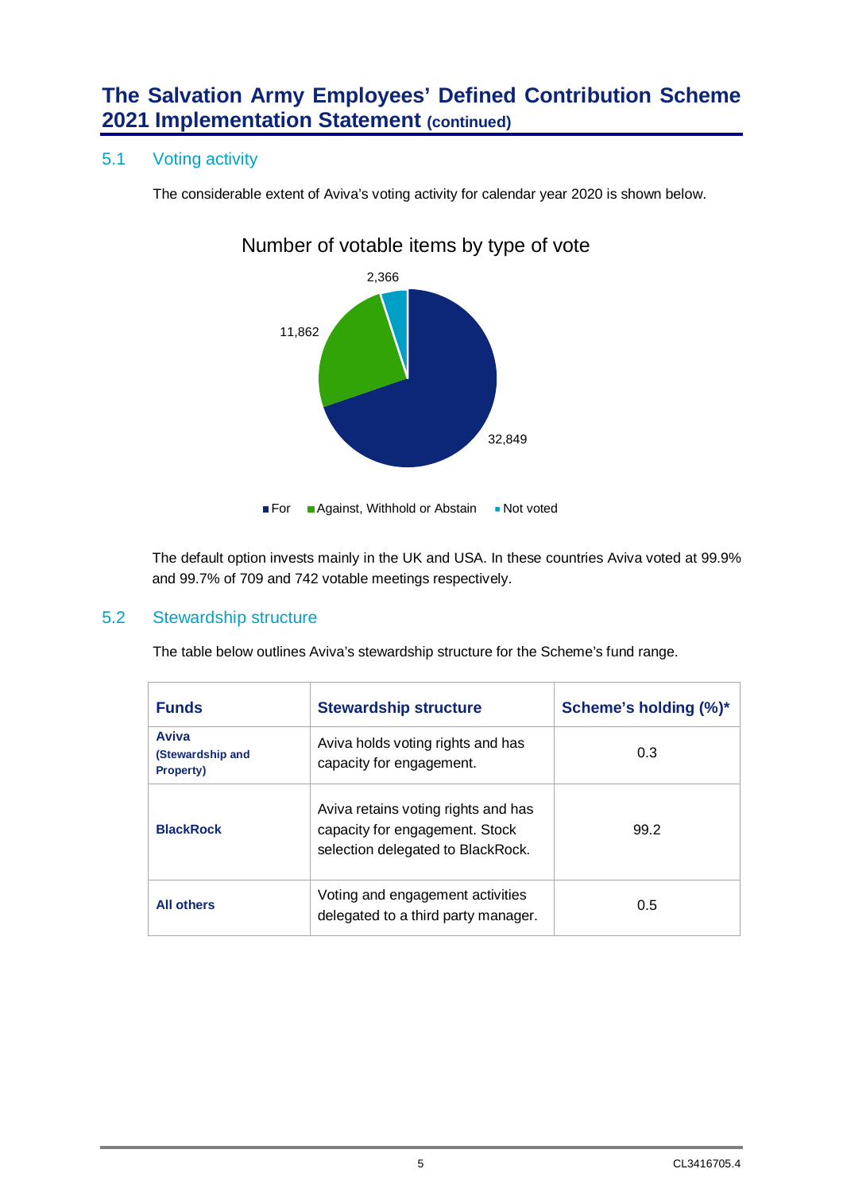## 5.1 Voting activity

The considerable extent of Aviva's voting activity for calendar year 2020 is shown below.

Number of votable items by type of vote

- For: 32,849
- Against, Withhold or Abstain: 11,862
- Not voted: 2,366

The default option invests mainly in the UK and USA. In these countries Aviva voted at 99.9% and 99.7% of 709 and 742 votable meetings respectively.

## 5.2 Stewardship structure

The table below outlines Aviva's stewardship structure for the Scheme's fund range.

| Funds | Stewardship structure | Scheme's holding (%)* |
|---|---|---|
| **Aviva (Stewardship and Property)** | Aviva holds voting rights and has capacity for engagement. | 0.3 |
| **BlackRock** | Aviva retains voting rights and has capacity for engagement. Stock selection delegated to BlackRock. | 99.2 |
| **All others** | Voting and engagement activities delegated to a third party manager. | 0.5 |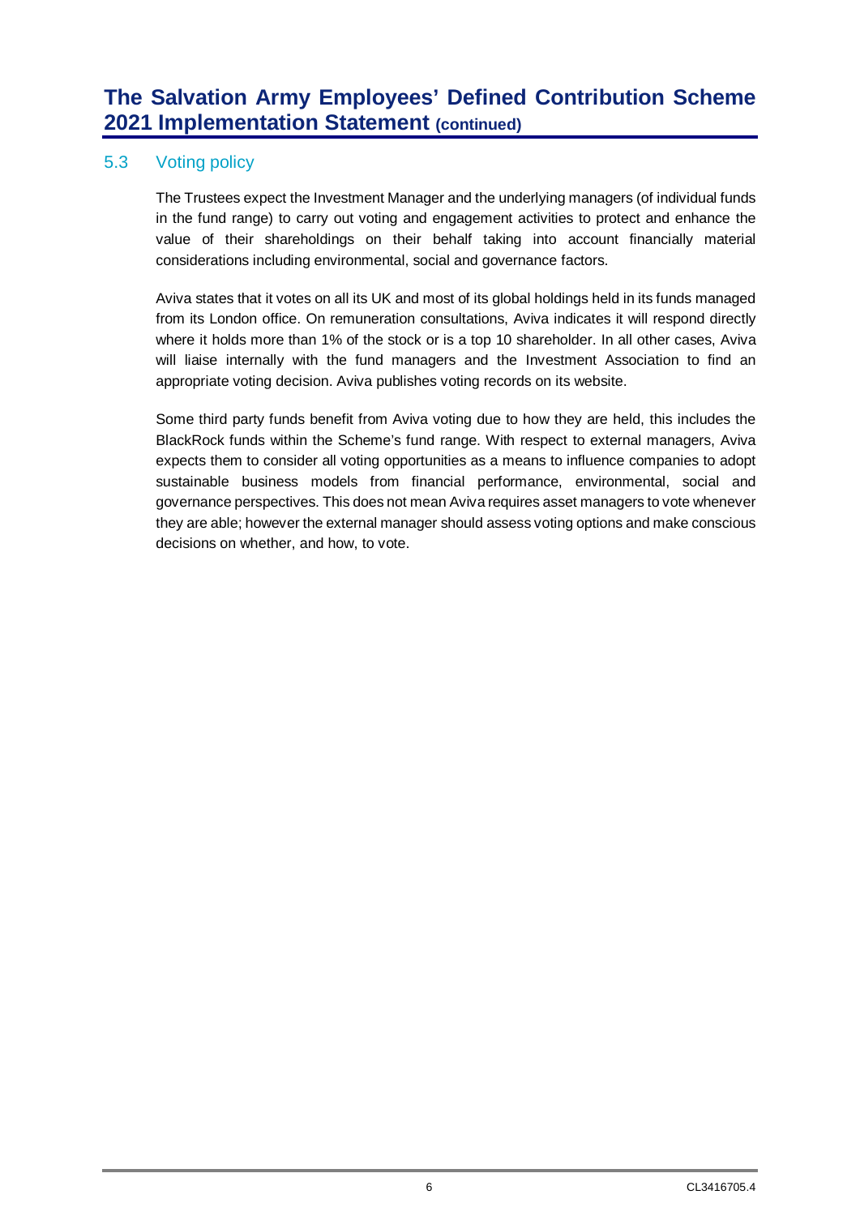## 5.3 Voting policy

The Trustees expect the Investment Manager and the underlying managers (of individual funds in the fund range) to carry out voting and engagement activities to protect and enhance the value of their shareholdings on their behalf taking into account financially material considerations including environmental, social and governance factors.

Aviva states that it votes on all its UK and most of its global holdings held in its funds managed from its London office. On remuneration consultations, Aviva indicates it will respond directly where it holds more than 1% of the stock or is a top 10 shareholder. In all other cases, Aviva will liaise internally with the fund managers and the Investment Association to find an appropriate voting decision. Aviva publishes voting records on its website.

Some third party funds benefit from Aviva voting due to how they are held, this includes the BlackRock funds within the Scheme's fund range. With respect to external managers, Aviva expects them to consider all voting opportunities as a means to influence companies to adopt sustainable business models from financial performance, environmental, social and governance perspectives. This does not mean Aviva requires asset managers to vote whenever they are able; however the external manager should assess voting options and make conscious decisions on whether, and how, to vote.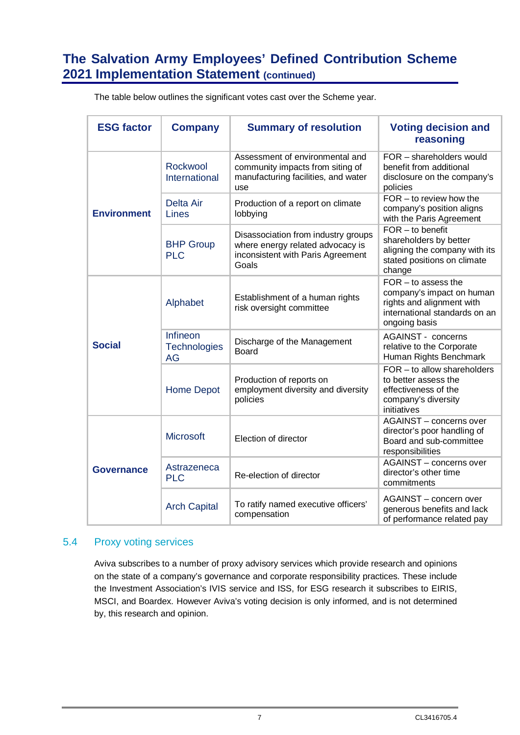## The Salvation Army Employees' Defined Contribution Scheme 2021 Implementation Statement (continued)

The table below outlines the significant votes cast over the Scheme year.

| ESG factor | Company | Summary of resolution | Voting decision and reasoning |
|---|---|---|---|
| **Environment** | Rockwool International | Assessment of environmental and community impacts from siting of manufacturing facilities, and water use | FOR – shareholders would benefit from additional disclosure on the company's policies |
| | Delta Air Lines | Production of a report on climate lobbying | FOR – to review how the company's position aligns with the Paris Agreement |
| | BHP Group PLC | Disassociation from industry groups where energy related advocacy is inconsistent with Paris Agreement Goals | FOR – to benefit shareholders by better aligning the company with its stated positions on climate change |
| **Social** | Alphabet | Establishment of a human rights risk oversight committee | FOR – to assess the company's impact on human rights and alignment with international standards on an ongoing basis |
| | Infineon Technologies AG | Discharge of the Management Board | AGAINST - concerns relative to the Corporate Human Rights Benchmark |
| | Home Depot | Production of reports on employment diversity and diversity policies | FOR – to allow shareholders to better assess the effectiveness of the company's diversity initiatives |
| **Governance** | Microsoft | Election of director | AGAINST – concerns over director's poor handling of Board and sub-committee responsibilities |
| | Astrazeneca PLC | Re-election of director | AGAINST – concerns over director's other time commitments |
| | Arch Capital | To ratify named executive officers' compensation | AGAINST – concern over generous benefits and lack of performance related pay |

### 5.4 Proxy voting services

Aviva subscribes to a number of proxy advisory services which provide research and opinions on the state of a company's governance and corporate responsibility practices. These include the Investment Association's IVIS service and ISS, for ESG research it subscribes to EIRIS, MSCI, and Boardex. However Aviva's voting decision is only informed, and is not determined by, this research and opinion.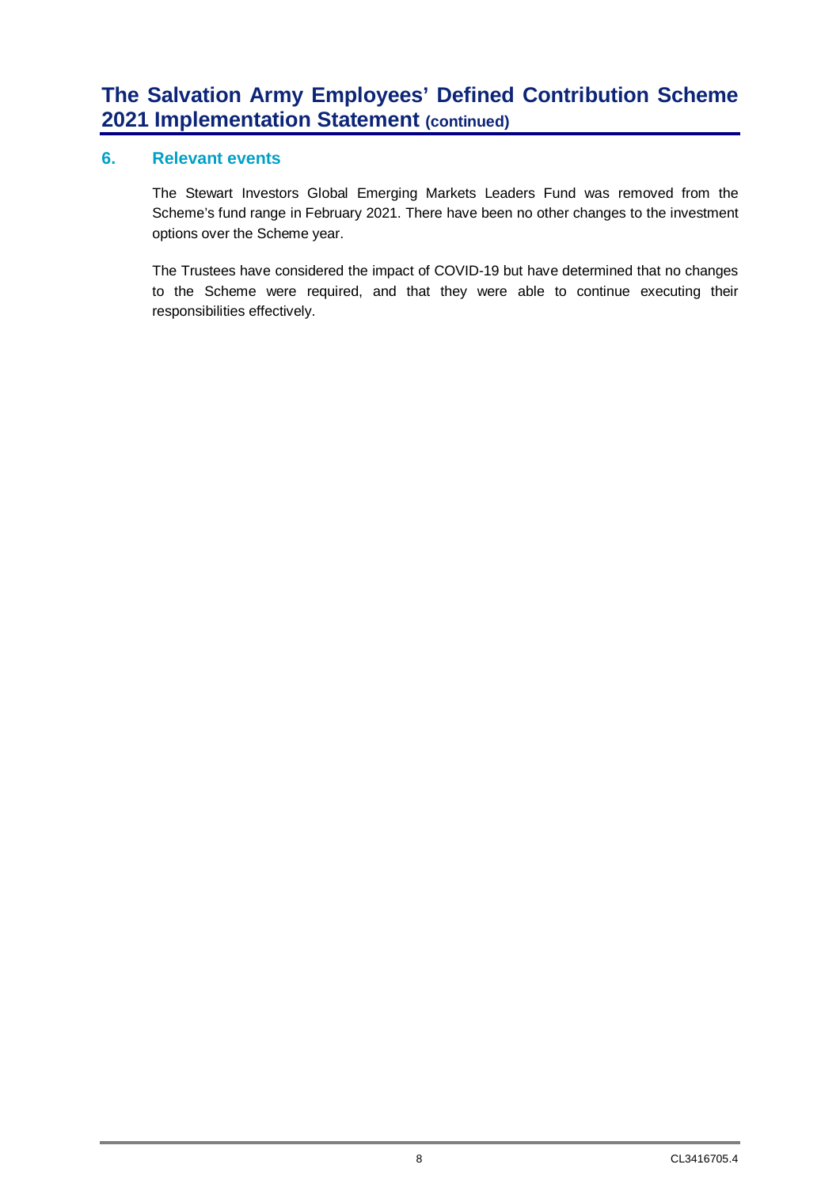## 6. Relevant events

The Stewart Investors Global Emerging Markets Leaders Fund was removed from the Scheme's fund range in February 2021. There have been no other changes to the investment options over the Scheme year.

The Trustees have considered the impact of COVID-19 but have determined that no changes to the Scheme were required, and that they were able to continue executing their responsibilities effectively.